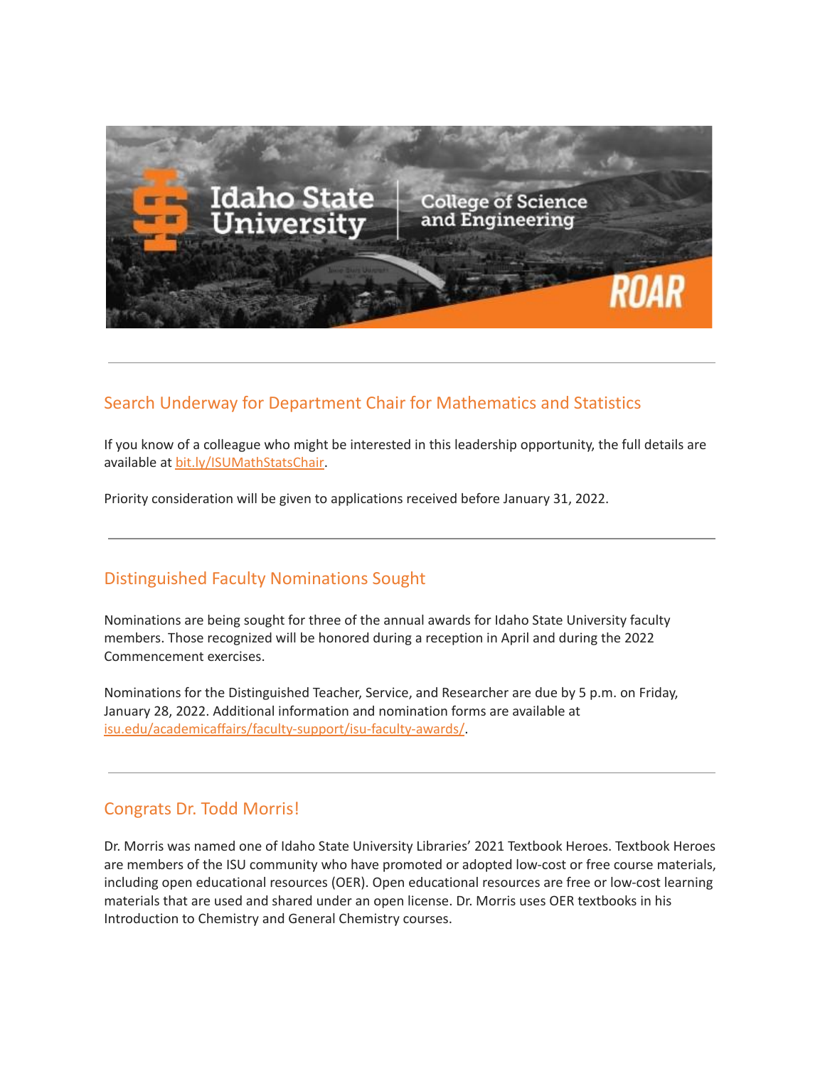## Search Underway for Department Chair for Mathematics and Statistics

If you know of a colleague who might be interested in this leadership opportunity, the full details are available at bit.ly/ISUMathStatsChair.

Priority consideration will be given to applications received before January 31, 2022.

---

## Distinguished Faculty Nominations Sought

Nominations are being sought for three of the annual awards for Idaho State University faculty members. Those recognized will be honored during a reception in April and during the 2022 Commencement exercises.

Nominations for the Distinguished Teacher, Service, and Researcher are due by 5 p.m. on Friday, January 28, 2022. Additional information and nomination forms are available at isu.edu/academicaffairs/faculty-support/isu-faculty-awards/.

---

## Congrats Dr. Todd Morris!

Dr. Morris was named one of Idaho State University Libraries' 2021 Textbook Heroes. Textbook Heroes are members of the ISU community who have promoted or adopted low-cost or free course materials, including open educational resources (OER). Open educational resources are free or low-cost learning materials that are used and shared under an open license. Dr. Morris uses OER textbooks in his Introduction to Chemistry and General Chemistry courses.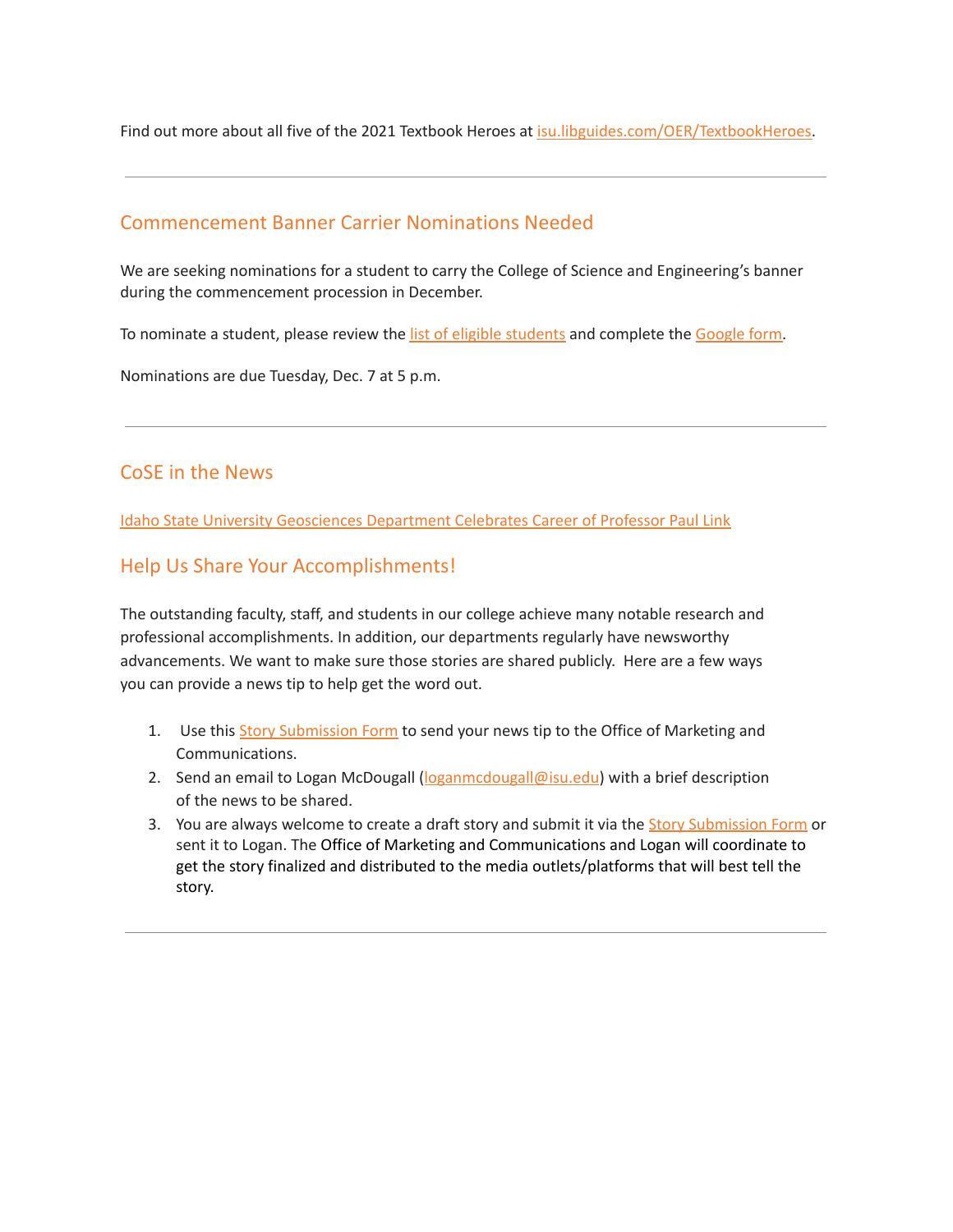Find out more about all five of the 2021 Textbook Heroes at isu.libguides.com/OER/TextbookHeroes.

---

## Commencement Banner Carrier Nominations Needed

We are seeking nominations for a student to carry the College of Science and Engineering's banner during the commencement procession in December.

To nominate a student, please review the list of eligible students and complete the Google form.

Nominations are due Tuesday, Dec. 7 at 5 p.m.

---

## CoSE in the News

Idaho State University Geosciences Department Celebrates Career of Professor Paul Link

## Help Us Share Your Accomplishments!

The outstanding faculty, staff, and students in our college achieve many notable research and professional accomplishments. In addition, our departments regularly have newsworthy advancements. We want to make sure those stories are shared publicly. Here are a few ways you can provide a news tip to help get the word out.

1. Use this Story Submission Form to send your news tip to the Office of Marketing and Communications.
2. Send an email to Logan McDougall (loganmcdougall@isu.edu) with a brief description of the news to be shared.
3. You are always welcome to create a draft story and submit it via the Story Submission Form or sent it to Logan. The Office of Marketing and Communications and Logan will coordinate to get the story finalized and distributed to the media outlets/platforms that will best tell the story.

---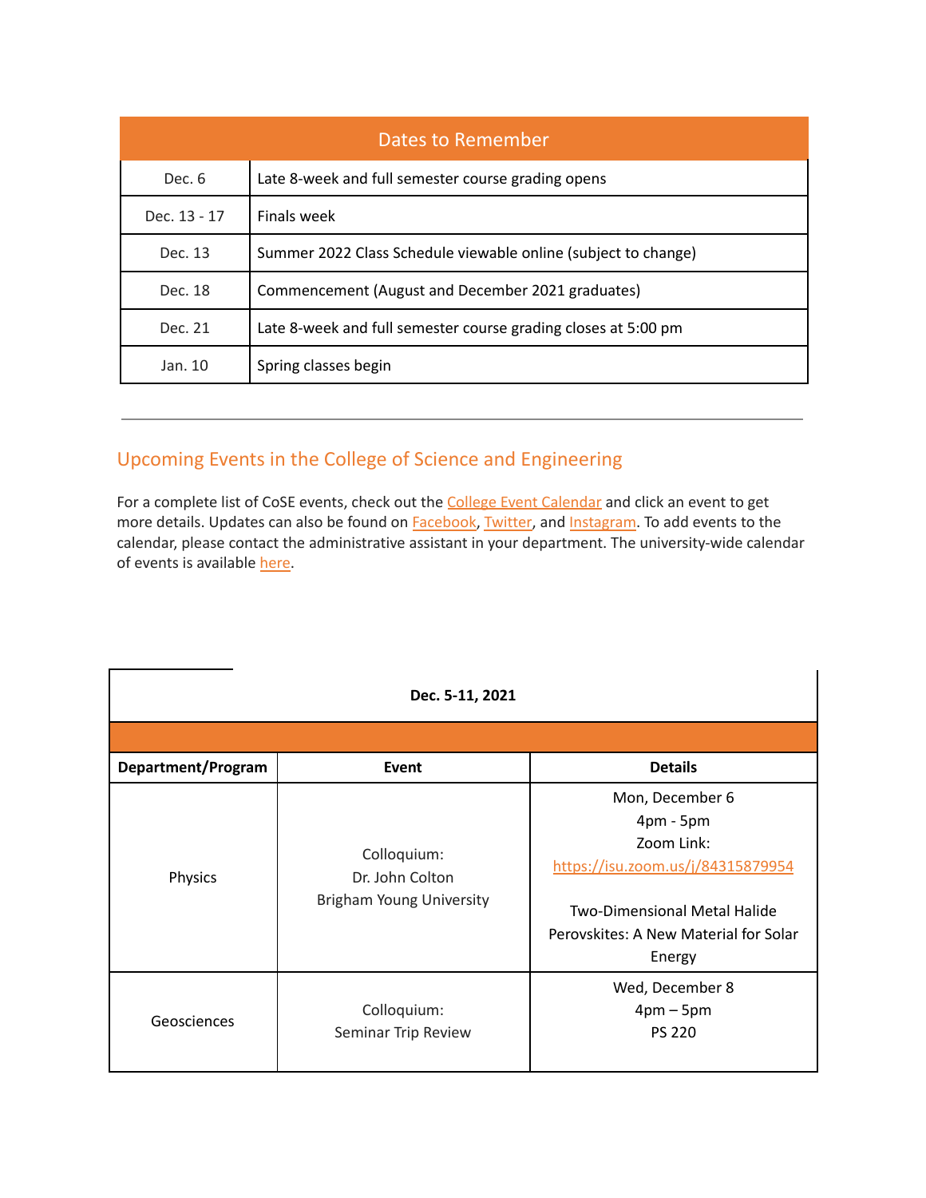| Dates to Remember | |
|---|---|
| Dec. 6 | Late 8-week and full semester course grading opens |
| Dec. 13 - 17 | Finals week |
| Dec. 13 | Summer 2022 Class Schedule viewable online (subject to change) |
| Dec. 18 | Commencement (August and December 2021 graduates) |
| Dec. 21 | Late 8-week and full semester course grading closes at 5:00 pm |
| Jan. 10 | Spring classes begin |

---

## Upcoming Events in the College of Science and Engineering

For a complete list of CoSE events, check out the College Event Calendar and click an event to get more details. Updates can also be found on Facebook, Twitter, and Instagram. To add events to the calendar, please contact the administrative assistant in your department. The university-wide calendar of events is available here.

**Dec. 5-11, 2021**

| **Department/Program** | **Event** | **Details** |
|---|---|---|
| Physics | Colloquium:<br>Dr. John Colton<br>Brigham Young University | Mon, December 6<br>4pm - 5pm<br>Zoom Link:<br>https://isu.zoom.us/j/84315879954<br><br>Two-Dimensional Metal Halide Perovskites: A New Material for Solar Energy |
| Geosciences | Colloquium:<br>Seminar Trip Review | Wed, December 8<br>4pm – 5pm<br>PS 220 |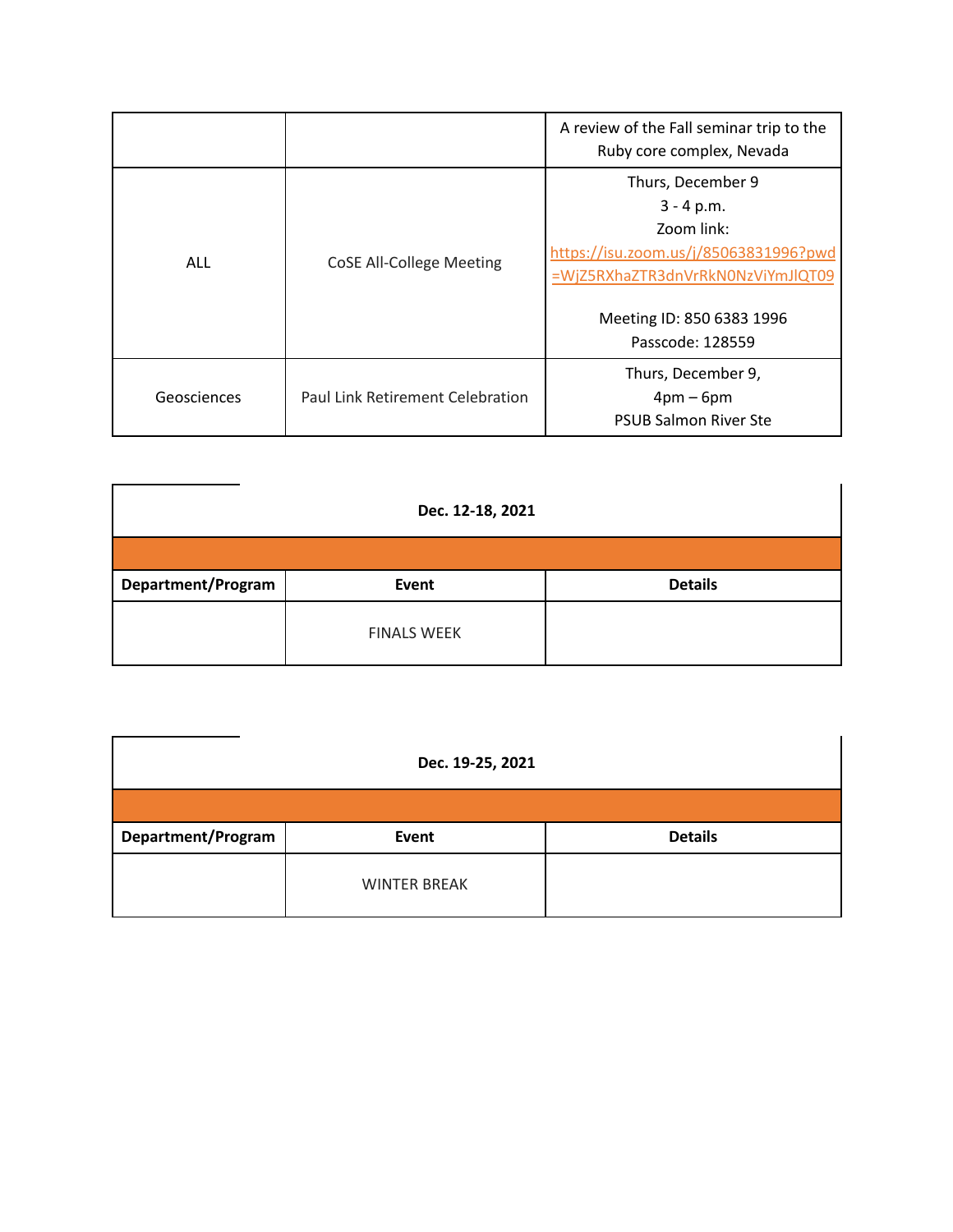| | | |
|---|---|---|
| | | A review of the Fall seminar trip to the Ruby core complex, Nevada |
| ALL | CoSE All-College Meeting | Thurs, December 9<br>3 - 4 p.m.<br>Zoom link:<br>https://isu.zoom.us/j/85063831996?pwd=WjZ5RXhaZTR3dnVrRkN0NzViYmJlQT09<br><br>Meeting ID: 850 6383 1996<br>Passcode: 128559 |
| Geosciences | Paul Link Retirement Celebration | Thurs, December 9,<br>4pm – 6pm<br>PSUB Salmon River Ste |

| Dec. 12-18, 2021 | | |
|---|---|---|
| | | |
| **Department/Program** | **Event** | **Details** |
| | FINALS WEEK | |

| Dec. 19-25, 2021 | | |
|---|---|---|
| | | |
| **Department/Program** | **Event** | **Details** |
| | WINTER BREAK | |